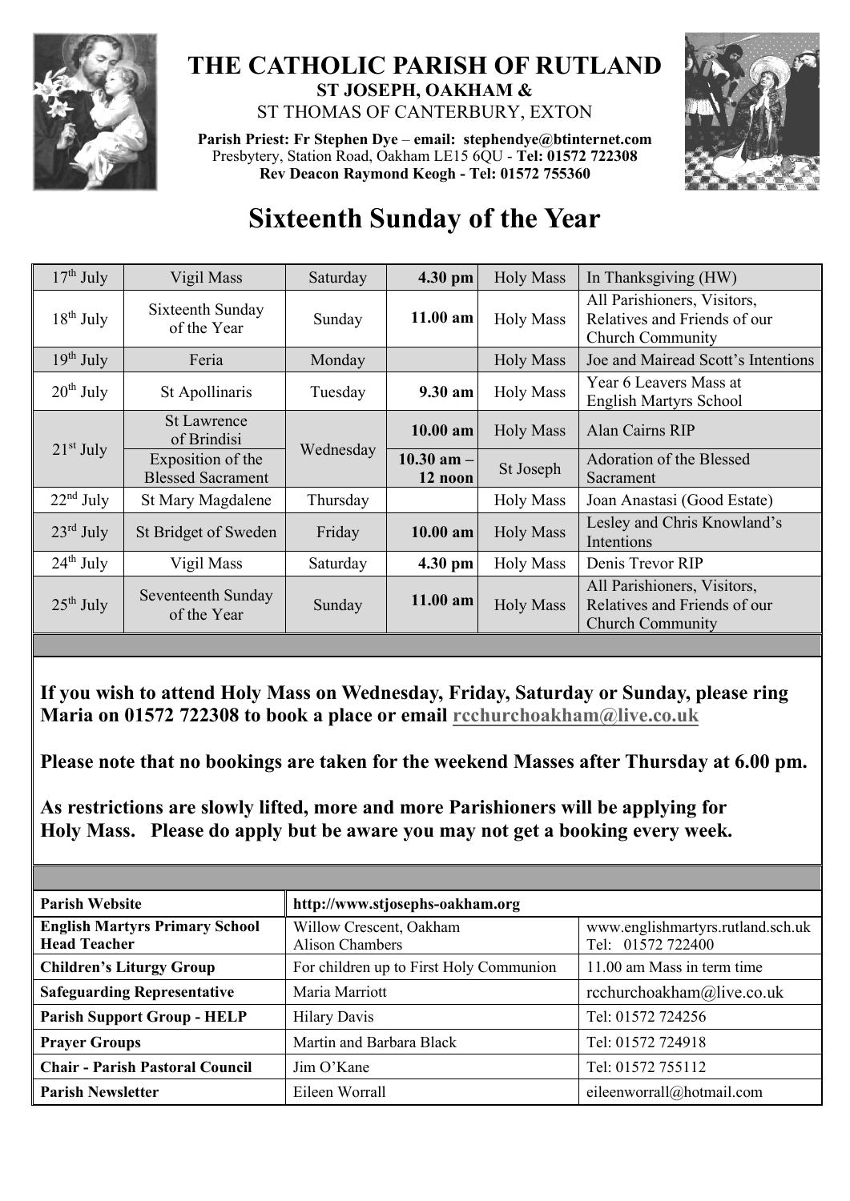# THE CATHOLIC PARISH OF RUTLAND

**ST JOSEPH, OAKHAM &**

ST THOMAS OF CANTERBURY, EXTON

**Parish Priest: Fr Stephen Dye** – **email: stephendye@btinternet.com**
Presbytery, Station Road, Oakham LE15 6QU - **Tel: 01572 722308**
**Rev Deacon Raymond Keogh - Tel: 01572 755360**

# Sixteenth Sunday of the Year

| | | | | | |
|---|---|---|---|---|---|
| 17th July | Vigil Mass | Saturday | **4.30 pm** | Holy Mass | In Thanksgiving (HW) |
| 18th July | Sixteenth Sunday of the Year | Sunday | **11.00 am** | Holy Mass | All Parishioners, Visitors, Relatives and Friends of our Church Community |
| 19th July | Feria | Monday | | Holy Mass | Joe and Mairead Scott's Intentions |
| 20th July | St Apollinaris | Tuesday | **9.30 am** | Holy Mass | Year 6 Leavers Mass at English Martyrs School |
| 21st July | St Lawrence of Brindisi | Wednesday | **10.00 am** | Holy Mass | Alan Cairns RIP |
| | Exposition of the Blessed Sacrament | | **10.30 am – 12 noon** | St Joseph | Adoration of the Blessed Sacrament |
| 22nd July | St Mary Magdalene | Thursday | | Holy Mass | Joan Anastasi (Good Estate) |
| 23rd July | St Bridget of Sweden | Friday | **10.00 am** | Holy Mass | Lesley and Chris Knowland's Intentions |
| 24th July | Vigil Mass | Saturday | **4.30 pm** | Holy Mass | Denis Trevor RIP |
| 25th July | Seventeenth Sunday of the Year | Sunday | **11.00 am** | Holy Mass | All Parishioners, Visitors, Relatives and Friends of our Church Community |

**If you wish to attend Holy Mass on Wednesday, Friday, Saturday or Sunday, please ring Maria on 01572 722308 to book a place or email rcchurchoakham@live.co.uk**

**Please note that no bookings are taken for the weekend Masses after Thursday at 6.00 pm.**

**As restrictions are slowly lifted, more and more Parishioners will be applying for Holy Mass. Please do apply but be aware you may not get a booking every week.**

| | | |
|---|---|---|
| **Parish Website** | **http://www.stjosephs-oakham.org** | |
| **English Martyrs Primary School Head Teacher** | Willow Crescent, Oakham Alison Chambers | www.englishmartyrs.rutland.sch.uk Tel: 01572 722400 |
| **Children's Liturgy Group** | For children up to First Holy Communion | 11.00 am Mass in term time |
| **Safeguarding Representative** | Maria Marriott | rcchurchoakham@live.co.uk |
| **Parish Support Group - HELP** | Hilary Davis | Tel: 01572 724256 |
| **Prayer Groups** | Martin and Barbara Black | Tel: 01572 724918 |
| **Chair - Parish Pastoral Council** | Jim O'Kane | Tel: 01572 755112 |
| **Parish Newsletter** | Eileen Worrall | eileenworrall@hotmail.com |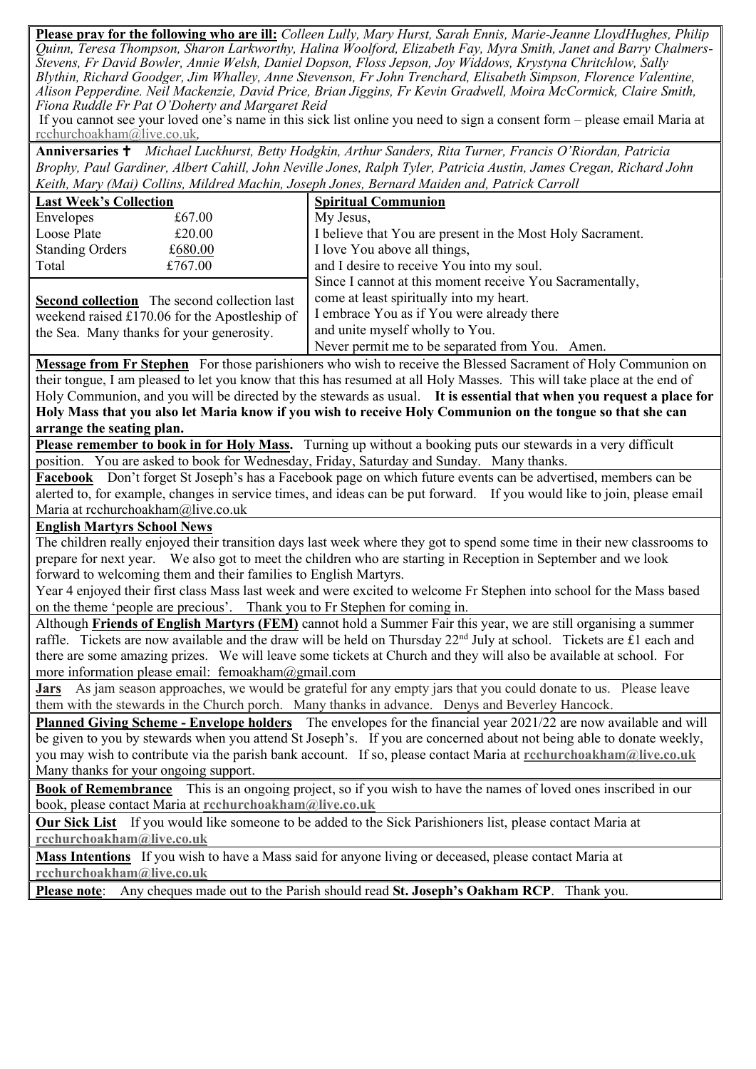**Please pray for the following who are ill:** *Colleen Lully, Mary Hurst, Sarah Ennis, Marie-Jeanne LloydHughes, Philip Quinn, Teresa Thompson, Sharon Larkworthy, Halina Woolford, Elizabeth Fay, Myra Smith, Janet and Barry Chalmers-Stevens, Fr David Bowler, Annie Welsh, Daniel Dopson, Floss Jepson, Joy Widdows, Krystyna Chritchlow, Sally Blythin, Richard Goodger, Jim Whalley, Anne Stevenson, Fr John Trenchard, Elisabeth Simpson, Florence Valentine, Alison Pepperdine. Neil Mackenzie, David Price, Brian Jiggins, Fr Kevin Gradwell, Moira McCormick, Claire Smith, Fiona Ruddle Fr Pat O'Doherty and Margaret Reid*

If you cannot see your loved one's name in this sick list online you need to sign a consent form – please email Maria at rcchurchoakham@live.co.uk,

**Anniversaries ✝** *Michael Luckhurst, Betty Hodgkin, Arthur Sanders, Rita Turner, Francis O'Riordan, Patricia Brophy, Paul Gardiner, Albert Cahill, John Neville Jones, Ralph Tyler, Patricia Austin, James Cregan, Richard John Keith, Mary (Mai) Collins, Mildred Machin, Joseph Jones, Bernard Maiden and, Patrick Carroll*

**Last Week's Collection**

| | |
|---|---|
| Envelopes | £67.00 |
| Loose Plate | £20.00 |
| Standing Orders | £680.00 |
| Total | £767.00 |

**Second collection** The second collection last weekend raised £170.06 for the Apostleship of the Sea. Many thanks for your generosity.

**Spiritual Communion**

My Jesus,
I believe that You are present in the Most Holy Sacrament.
I love You above all things,
and I desire to receive You into my soul.
Since I cannot at this moment receive You Sacramentally,
come at least spiritually into my heart.
I embrace You as if You were already there
and unite myself wholly to You.
Never permit me to be separated from You. Amen.

**Message from Fr Stephen** For those parishioners who wish to receive the Blessed Sacrament of Holy Communion on their tongue, I am pleased to let you know that this has resumed at all Holy Masses. This will take place at the end of Holy Communion, and you will be directed by the stewards as usual. **It is essential that when you request a place for Holy Mass that you also let Maria know if you wish to receive Holy Communion on the tongue so that she can arrange the seating plan.**

**Please remember to book in for Holy Mass.** Turning up without a booking puts our stewards in a very difficult position. You are asked to book for Wednesday, Friday, Saturday and Sunday. Many thanks.

**Facebook** Don't forget St Joseph's has a Facebook page on which future events can be advertised, members can be alerted to, for example, changes in service times, and ideas can be put forward. If you would like to join, please email Maria at rcchurchoakham@live.co.uk

**English Martyrs School News**

The children really enjoyed their transition days last week where they got to spend some time in their new classrooms to prepare for next year. We also got to meet the children who are starting in Reception in September and we look forward to welcoming them and their families to English Martyrs.

Year 4 enjoyed their first class Mass last week and were excited to welcome Fr Stephen into school for the Mass based on the theme 'people are precious'. Thank you to Fr Stephen for coming in.

Although **Friends of English Martyrs (FEM)** cannot hold a Summer Fair this year, we are still organising a summer raffle. Tickets are now available and the draw will be held on Thursday 22nd July at school. Tickets are £1 each and there are some amazing prizes. We will leave some tickets at Church and they will also be available at school. For more information please email: femoakham@gmail.com

**Jars** As jam season approaches, we would be grateful for any empty jars that you could donate to us. Please leave them with the stewards in the Church porch. Many thanks in advance. Denys and Beverley Hancock.

**Planned Giving Scheme - Envelope holders** The envelopes for the financial year 2021/22 are now available and will be given to you by stewards when you attend St Joseph's. If you are concerned about not being able to donate weekly, you may wish to contribute via the parish bank account. If so, please contact Maria at **rcchurchoakham@live.co.uk** Many thanks for your ongoing support.

**Book of Remembrance** This is an ongoing project, so if you wish to have the names of loved ones inscribed in our book, please contact Maria at **rcchurchoakham@live.co.uk**

**Our Sick List** If you would like someone to be added to the Sick Parishioners list, please contact Maria at **rcchurchoakham@live.co.uk**

**Mass Intentions** If you wish to have a Mass said for anyone living or deceased, please contact Maria at **rcchurchoakham@live.co.uk**

**Please note**: Any cheques made out to the Parish should read **St. Joseph's Oakham RCP**. Thank you.